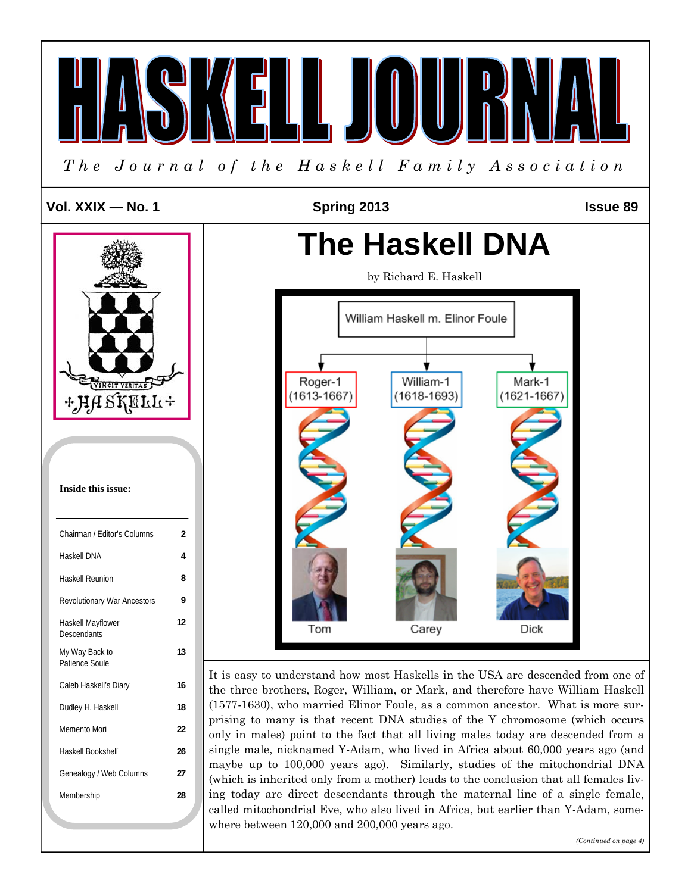# HASKELL JOURNAL

*The Journal of the Haskell Family Association*

**Vol. XXIX — No. 1** **Spring 2013** **Issue 89**

**Inside this issue:**

| | |
|---|---|
| Chairman / Editor's Columns | 2 |
| Haskell DNA | 4 |
| Haskell Reunion | 8 |
| Revolutionary War Ancestors | 9 |
| Haskell Mayflower Descendants | 12 |
| My Way Back to Patience Soule | 13 |
| Caleb Haskell's Diary | 16 |
| Dudley H. Haskell | 18 |
| Memento Mori | 22 |
| Haskell Bookshelf | 26 |
| Genealogy / Web Columns | 27 |
| Membership | 28 |

## The Haskell DNA

by Richard E. Haskell

William Haskell m. Elinor Foule

Roger-1 (1613-1667) — Tom
William-1 (1618-1693) — Carey
Mark-1 (1621-1667) — Dick

It is easy to understand how most Haskells in the USA are descended from one of the three brothers, Roger, William, or Mark, and therefore have William Haskell (1577-1630), who married Elinor Foule, as a common ancestor. What is more surprising to many is that recent DNA studies of the Y chromosome (which occurs only in males) point to the fact that all living males today are descended from a single male, nicknamed Y-Adam, who lived in Africa about 60,000 years ago (and maybe up to 100,000 years ago). Similarly, studies of the mitochondrial DNA (which is inherited only from a mother) leads to the conclusion that all females living today are direct descendants through the maternal line of a single female, called mitochondrial Eve, who also lived in Africa, but earlier than Y-Adam, somewhere between 120,000 and 200,000 years ago.

*(Continued on page 4)*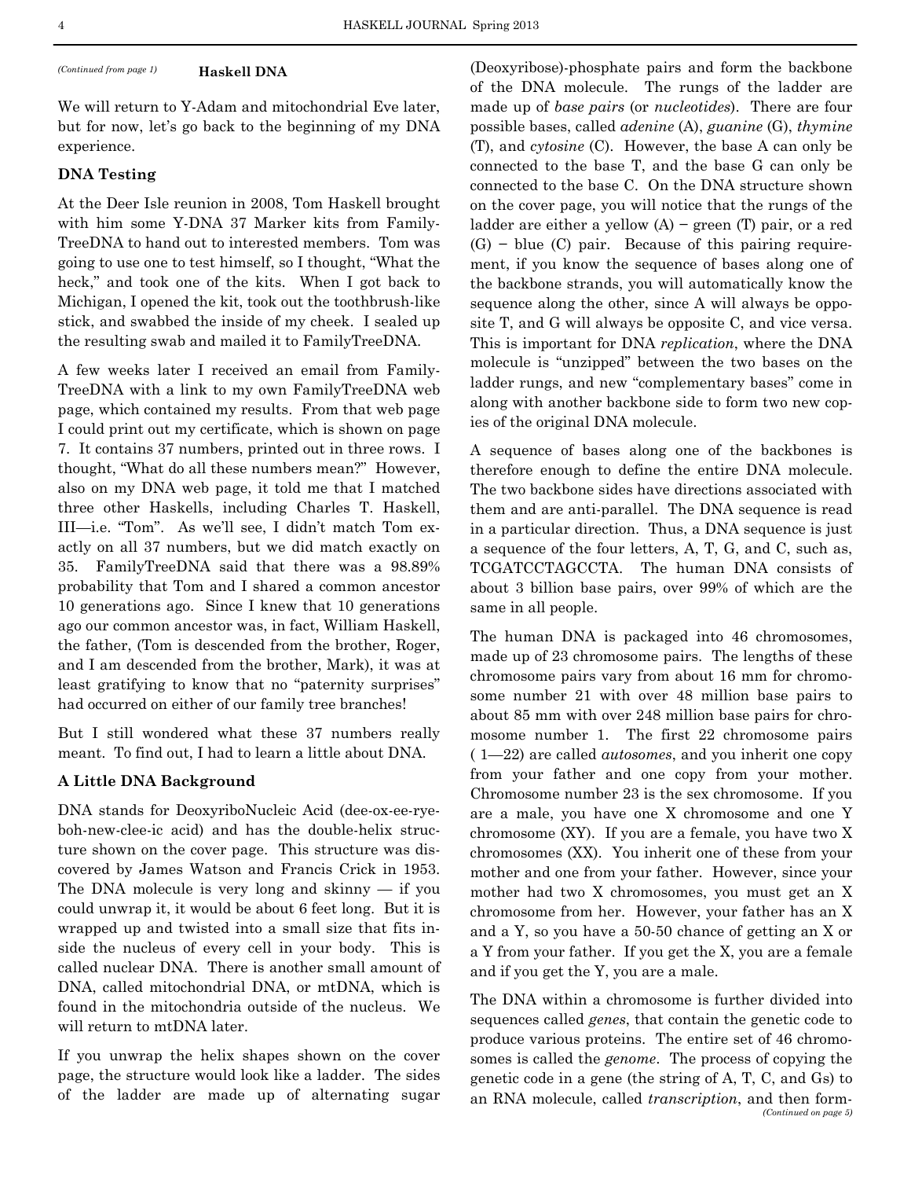*(Continued from page 1)*

## Haskell DNA

We will return to Y-Adam and mitochondrial Eve later, but for now, let's go back to the beginning of my DNA experience.

### DNA Testing

At the Deer Isle reunion in 2008, Tom Haskell brought with him some Y-DNA 37 Marker kits from FamilyTreeDNA to hand out to interested members. Tom was going to use one to test himself, so I thought, "What the heck," and took one of the kits. When I got back to Michigan, I opened the kit, took out the toothbrush-like stick, and swabbed the inside of my cheek. I sealed up the resulting swab and mailed it to FamilyTreeDNA.

A few weeks later I received an email from FamilyTreeDNA with a link to my own FamilyTreeDNA web page, which contained my results. From that web page I could print out my certificate, which is shown on page 7. It contains 37 numbers, printed out in three rows. I thought, "What do all these numbers mean?" However, also on my DNA web page, it told me that I matched three other Haskells, including Charles T. Haskell, III—i.e. "Tom". As we'll see, I didn't match Tom exactly on all 37 numbers, but we did match exactly on 35. FamilyTreeDNA said that there was a 98.89% probability that Tom and I shared a common ancestor 10 generations ago. Since I knew that 10 generations ago our common ancestor was, in fact, William Haskell, the father, (Tom is descended from the brother, Roger, and I am descended from the brother, Mark), it was at least gratifying to know that no "paternity surprises" had occurred on either of our family tree branches!

But I still wondered what these 37 numbers really meant. To find out, I had to learn a little about DNA.

### A Little DNA Background

DNA stands for DeoxyriboNucleic Acid (dee-ox-ee-rye-boh-new-clee-ic acid) and has the double-helix structure shown on the cover page. This structure was discovered by James Watson and Francis Crick in 1953. The DNA molecule is very long and skinny — if you could unwrap it, it would be about 6 feet long. But it is wrapped up and twisted into a small size that fits inside the nucleus of every cell in your body. This is called nuclear DNA. There is another small amount of DNA, called mitochondrial DNA, or mtDNA, which is found in the mitochondria outside of the nucleus. We will return to mtDNA later.

If you unwrap the helix shapes shown on the cover page, the structure would look like a ladder. The sides of the ladder are made up of alternating sugar (Deoxyribose)-phosphate pairs and form the backbone of the DNA molecule. The rungs of the ladder are made up of *base pairs* (or *nucleotides*). There are four possible bases, called *adenine* (A), *guanine* (G), *thymine* (T), and *cytosine* (C). However, the base A can only be connected to the base T, and the base G can only be connected to the base C. On the DNA structure shown on the cover page, you will notice that the rungs of the ladder are either a yellow (A) − green (T) pair, or a red (G) − blue (C) pair. Because of this pairing requirement, if you know the sequence of bases along one of the backbone strands, you will automatically know the sequence along the other, since A will always be opposite T, and G will always be opposite C, and vice versa. This is important for DNA *replication*, where the DNA molecule is "unzipped" between the two bases on the ladder rungs, and new "complementary bases" come in along with another backbone side to form two new copies of the original DNA molecule.

A sequence of bases along one of the backbones is therefore enough to define the entire DNA molecule. The two backbone sides have directions associated with them and are anti-parallel. The DNA sequence is read in a particular direction. Thus, a DNA sequence is just a sequence of the four letters, A, T, G, and C, such as, TCGATCCTAGCCTA. The human DNA consists of about 3 billion base pairs, over 99% of which are the same in all people.

The human DNA is packaged into 46 chromosomes, made up of 23 chromosome pairs. The lengths of these chromosome pairs vary from about 16 mm for chromosome number 21 with over 48 million base pairs to about 85 mm with over 248 million base pairs for chromosome number 1. The first 22 chromosome pairs (1—22) are called *autosomes*, and you inherit one copy from your father and one copy from your mother. Chromosome number 23 is the sex chromosome. If you are a male, you have one X chromosome and one Y chromosome (XY). If you are a female, you have two X chromosomes (XX). You inherit one of these from your mother and one from your father. However, since your mother had two X chromosomes, you must get an X chromosome from her. However, your father has an X and a Y, so you have a 50-50 chance of getting an X or a Y from your father. If you get the X, you are a female and if you get the Y, you are a male.

The DNA within a chromosome is further divided into sequences called *genes*, that contain the genetic code to produce various proteins. The entire set of 46 chromosomes is called the *genome*. The process of copying the genetic code in a gene (the string of A, T, C, and Gs) to an RNA molecule, called *transcription*, and then form-

*(Continued on page 5)*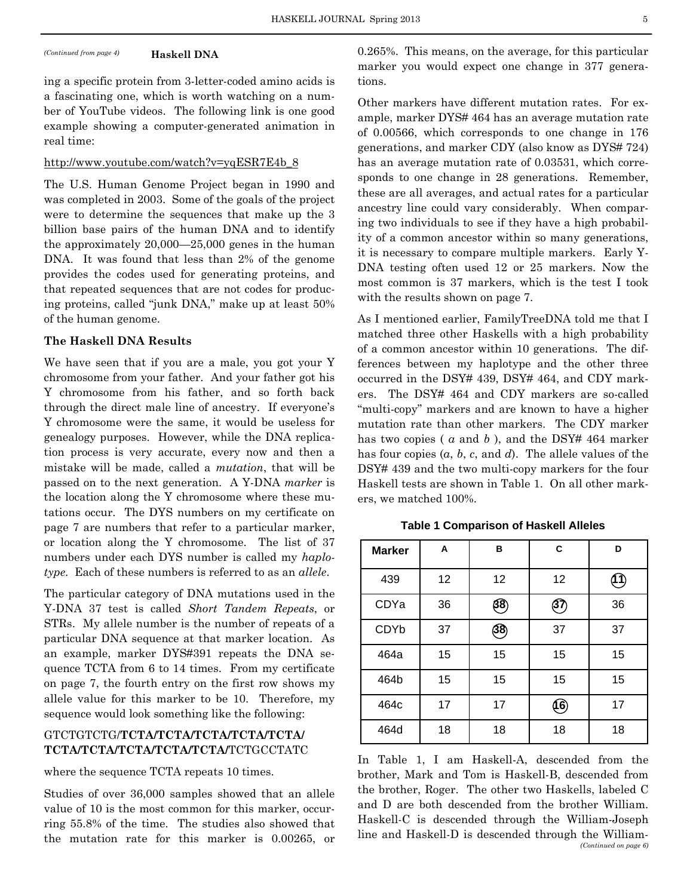*(Continued from page 4)*

## Haskell DNA

ing a specific protein from 3-letter-coded amino acids is a fascinating one, which is worth watching on a number of YouTube videos. The following link is one good example showing a computer-generated animation in real time:

http://www.youtube.com/watch?v=yqESR7E4b_8

The U.S. Human Genome Project began in 1990 and was completed in 2003. Some of the goals of the project were to determine the sequences that make up the 3 billion base pairs of the human DNA and to identify the approximately 20,000—25,000 genes in the human DNA. It was found that less than 2% of the genome provides the codes used for generating proteins, and that repeated sequences that are not codes for producing proteins, called "junk DNA," make up at least 50% of the human genome.

### The Haskell DNA Results

We have seen that if you are a male, you got your Y chromosome from your father. And your father got his Y chromosome from his father, and so forth back through the direct male line of ancestry. If everyone's Y chromosome were the same, it would be useless for genealogy purposes. However, while the DNA replication process is very accurate, every now and then a mistake will be made, called a *mutation*, that will be passed on to the next generation. A Y-DNA *marker* is the location along the Y chromosome where these mutations occur. The DYS numbers on my certificate on page 7 are numbers that refer to a particular marker, or location along the Y chromosome. The list of 37 numbers under each DYS number is called my *haplotype*. Each of these numbers is referred to as an *allele*.

The particular category of DNA mutations used in the Y-DNA 37 test is called *Short Tandem Repeats*, or STRs. My allele number is the number of repeats of a particular DNA sequence at that marker location. As an example, marker DYS#391 repeats the DNA sequence TCTA from 6 to 14 times. From my certificate on page 7, the fourth entry on the first row shows my allele value for this marker to be 10. Therefore, my sequence would look something like the following:

GTCTGTCTG/**TCTA/TCTA/TCTA/TCTA/TCTA/ TCTA/TCTA/TCTA/TCTA/TCTA/**TCTGCCTATC

where the sequence TCTA repeats 10 times.

Studies of over 36,000 samples showed that an allele value of 10 is the most common for this marker, occurring 55.8% of the time. The studies also showed that the mutation rate for this marker is 0.00265, or 0.265%. This means, on the average, for this particular marker you would expect one change in 377 generations.

Other markers have different mutation rates. For example, marker DYS# 464 has an average mutation rate of 0.00566, which corresponds to one change in 176 generations, and marker CDY (also know as DYS# 724) has an average mutation rate of 0.03531, which corresponds to one change in 28 generations. Remember, these are all averages, and actual rates for a particular ancestry line could vary considerably. When comparing two individuals to see if they have a high probability of a common ancestor within so many generations, it is necessary to compare multiple markers. Early Y-DNA testing often used 12 or 25 markers. Now the most common is 37 markers, which is the test I took with the results shown on page 7.

As I mentioned earlier, FamilyTreeDNA told me that I matched three other Haskells with a high probability of a common ancestor within 10 generations. The differences between my haplotype and the other three occurred in the DSY# 439, DSY# 464, and CDY markers. The DSY# 464 and CDY markers are so-called "multi-copy" markers and are known to have a higher mutation rate than other markers. The CDY marker has two copies ( *a* and *b* ), and the DSY# 464 marker has four copies (*a*, *b*, *c*, and *d*). The allele values of the DSY# 439 and the two multi-copy markers for the four Haskell tests are shown in Table 1. On all other markers, we matched 100%.

**Table 1 Comparison of Haskell Alleles**

| Marker | A | B | C | D |
|---|---|---|---|---|
| 439 | 12 | 12 | 12 | (11) |
| CDYa | 36 | (38) | (37) | 36 |
| CDYb | 37 | (38) | 37 | 37 |
| 464a | 15 | 15 | 15 | 15 |
| 464b | 15 | 15 | 15 | 15 |
| 464c | 17 | 17 | (16) | 17 |
| 464d | 18 | 18 | 18 | 18 |

In Table 1, I am Haskell-A, descended from the brother, Mark and Tom is Haskell-B, descended from the brother, Roger. The other two Haskells, labeled C and D are both descended from the brother William. Haskell-C is descended through the William-Joseph line and Haskell-D is descended through the William-

*(Continued on page 6)*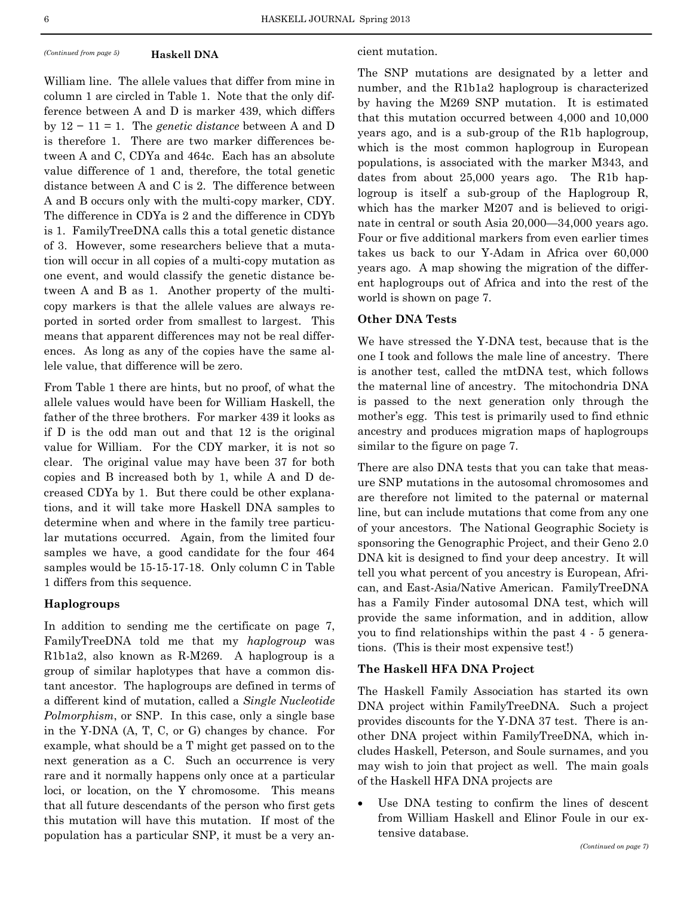*(Continued from page 5)*

## Haskell DNA

William line. The allele values that differ from mine in column 1 are circled in Table 1. Note that the only difference between A and D is marker 439, which differs by $12 - 11 = 1$. The *genetic distance* between A and D is therefore 1. There are two marker differences between A and C, CDYa and 464c. Each has an absolute value difference of 1 and, therefore, the total genetic distance between A and C is 2. The difference between A and B occurs only with the multi-copy marker, CDY. The difference in CDYa is 2 and the difference in CDYb is 1. FamilyTreeDNA calls this a total genetic distance of 3. However, some researchers believe that a mutation will occur in all copies of a multi-copy mutation as one event, and would classify the genetic distance between A and B as 1. Another property of the multi-copy markers is that the allele values are always reported in sorted order from smallest to largest. This means that apparent differences may not be real differences. As long as any of the copies have the same allele value, that difference will be zero.

From Table 1 there are hints, but no proof, of what the allele values would have been for William Haskell, the father of the three brothers. For marker 439 it looks as if D is the odd man out and that 12 is the original value for William. For the CDY marker, it is not so clear. The original value may have been 37 for both copies and B increased both by 1, while A and D decreased CDYa by 1. But there could be other explanations, and it will take more Haskell DNA samples to determine when and where in the family tree particular mutations occurred. Again, from the limited four samples we have, a good candidate for the four 464 samples would be 15-15-17-18. Only column C in Table 1 differs from this sequence.

### Haplogroups

In addition to sending me the certificate on page 7, FamilyTreeDNA told me that my *haplogroup* was R1b1a2, also known as R-M269. A haplogroup is a group of similar haplotypes that have a common distant ancestor. The haplogroups are defined in terms of a different kind of mutation, called a *Single Nucleotide Polmorphism*, or SNP. In this case, only a single base in the Y-DNA (A, T, C, or G) changes by chance. For example, what should be a T might get passed on to the next generation as a C. Such an occurrence is very rare and it normally happens only once at a particular loci, or location, on the Y chromosome. This means that all future descendants of the person who first gets this mutation will have this mutation. If most of the population has a particular SNP, it must be a very ancient mutation.

The SNP mutations are designated by a letter and number, and the R1b1a2 haplogroup is characterized by having the M269 SNP mutation. It is estimated that this mutation occurred between 4,000 and 10,000 years ago, and is a sub-group of the R1b haplogroup, which is the most common haplogroup in European populations, is associated with the marker M343, and dates from about 25,000 years ago. The R1b haplogroup is itself a sub-group of the Haplogroup R, which has the marker M207 and is believed to originate in central or south Asia 20,000—34,000 years ago. Four or five additional markers from even earlier times takes us back to our Y-Adam in Africa over 60,000 years ago. A map showing the migration of the different haplogroups out of Africa and into the rest of the world is shown on page 7.

### Other DNA Tests

We have stressed the Y-DNA test, because that is the one I took and follows the male line of ancestry. There is another test, called the mtDNA test, which follows the maternal line of ancestry. The mitochondria DNA is passed to the next generation only through the mother's egg. This test is primarily used to find ethnic ancestry and produces migration maps of haplogroups similar to the figure on page 7.

There are also DNA tests that you can take that measure SNP mutations in the autosomal chromosomes and are therefore not limited to the paternal or maternal line, but can include mutations that come from any one of your ancestors. The National Geographic Society is sponsoring the Genographic Project, and their Geno 2.0 DNA kit is designed to find your deep ancestry. It will tell you what percent of you ancestry is European, African, and East-Asia/Native American. FamilyTreeDNA has a Family Finder autosomal DNA test, which will provide the same information, and in addition, allow you to find relationships within the past 4 - 5 generations. (This is their most expensive test!)

### The Haskell HFA DNA Project

The Haskell Family Association has started its own DNA project within FamilyTreeDNA. Such a project provides discounts for the Y-DNA 37 test. There is another DNA project within FamilyTreeDNA, which includes Haskell, Peterson, and Soule surnames, and you may wish to join that project as well. The main goals of the Haskell HFA DNA projects are

- Use DNA testing to confirm the lines of descent from William Haskell and Elinor Foule in our extensive database.

*(Continued on page 7)*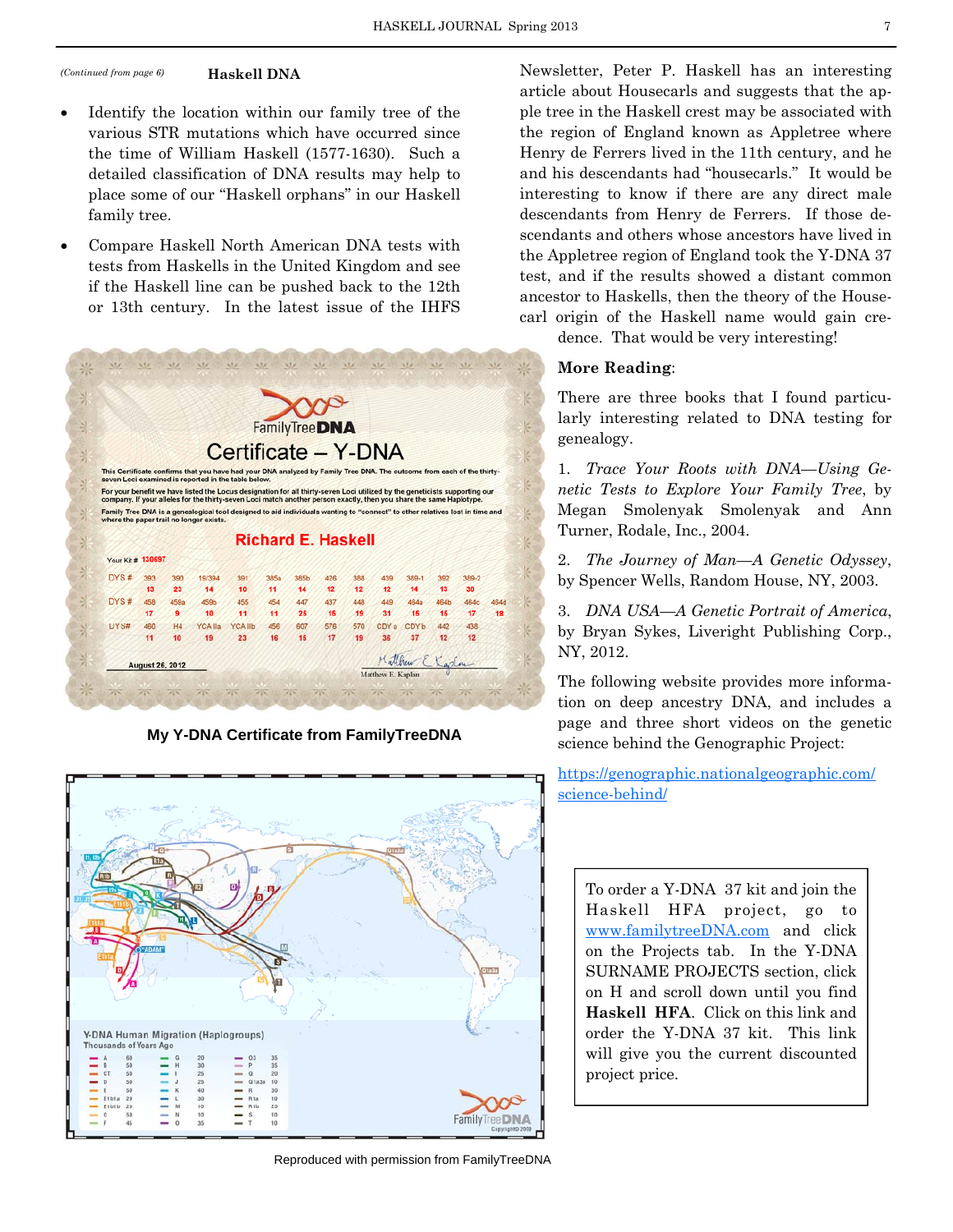*(Continued from page 6)*

## Haskell DNA

- Identify the location within our family tree of the various STR mutations which have occurred since the time of William Haskell (1577-1630). Such a detailed classification of DNA results may help to place some of our "Haskell orphans" in our Haskell family tree.
- Compare Haskell North American DNA tests with tests from Haskells in the United Kingdom and see if the Haskell line can be pushed back to the 12th or 13th century. In the latest issue of the IHFS Newsletter, Peter P. Haskell has an interesting article about Housecarls and suggests that the apple tree in the Haskell crest may be associated with the region of England known as Appletree where Henry de Ferrers lived in the 11th century, and he and his descendants had "housecarls." It would be interesting to know if there are any direct male descendants from Henry de Ferrers. If those descendants and others whose ancestors have lived in the Appletree region of England took the Y-DNA 37 test, and if the results showed a distant common ancestor to Haskells, then the theory of the Housecarl origin of the Haskell name would gain credence. That would be very interesting!

FamilyTreeDNA

Certificate – Y-DNA

This Certificate confirms that you have had your DNA analyzed by Family Tree DNA. The outcome from each of the thirty-seven Loci examined is reported in the table below.

For your benefit we have listed the Locus designation for all thirty-seven Loci utilized by the geneticists supporting our company. If your alleles for the thirty-seven Loci match another person exactly, then you share the same Haplotype.

Family Tree DNA is a genealogical tool designed to aid individuals wanting to "connect" to other relatives lost in time and where the paper trail no longer exists.

Richard E. Haskell

Your Kit # 130697

| | | | | | | | | | | | | | |
|---|---|---|---|---|---|---|---|---|---|---|---|---|---|
| DYS # | 393 | 390 | 19/394 | 391 | 385a | 385b | 426 | 388 | 439 | 389-1 | 392 | 389-2 | |
| | 13 | 23 | 14 | 10 | 11 | 14 | 12 | 12 | 12 | 14 | 13 | 30 | |
| DYS # | 458 | 459a | 459b | 455 | 454 | 447 | 437 | 448 | 449 | 464a | 464b | 464c | 464d |
| | 17 | 9 | 10 | 11 | 11 | 25 | 15 | 19 | 31 | 15 | 15 | 17 | 18 |
| DYS # | 460 | H4 | YCA IIa | YCA IIb | 456 | 607 | 576 | 570 | CDY a | CDY b | 442 | 438 | |
| | 11 | 10 | 19 | 23 | 16 | 15 | 17 | 19 | 36 | 37 | 12 | 12 | |

August 26, 2012

Matthew E. Kaplan

**My Y-DNA Certificate from FamilyTreeDNA**

Y-DNA Human Migration (Haplogroups)
Thousands of Years Ago

A 60, B 50, CT 50, D 50, E 50, E1b1a 20, E1b1b 25, C 50, F 45, G 20, H 30, I 25, J 25, K 40, L 30, M 10, N 10, O 35, O3 35, P 35, Q 20, Q1a3a 10, R 30, R1a 10, R1b 25, S 10, T 10

FamilyTreeDNA Copyright 2009

Reproduced with permission from FamilyTreeDNA

**More Reading**:

There are three books that I found particularly interesting related to DNA testing for genealogy.

1. *Trace Your Roots with DNA—Using Genetic Tests to Explore Your Family Tree*, by Megan Smolenyak Smolenyak and Ann Turner, Rodale, Inc., 2004.
2. *The Journey of Man—A Genetic Odyssey*, by Spencer Wells, Random House, NY, 2003.
3. *DNA USA—A Genetic Portrait of America*, by Bryan Sykes, Liveright Publishing Corp., NY, 2012.

The following website provides more information on deep ancestry DNA, and includes a page and three short videos on the genetic science behind the Genographic Project:

https://genographic.nationalgeographic.com/science-behind/

To order a Y-DNA 37 kit and join the Haskell HFA project, go to www.familytreeDNA.com and click on the Projects tab. In the Y-DNA SURNAME PROJECTS section, click on H and scroll down until you find **Haskell HFA**. Click on this link and order the Y-DNA 37 kit. This link will give you the current discounted project price.